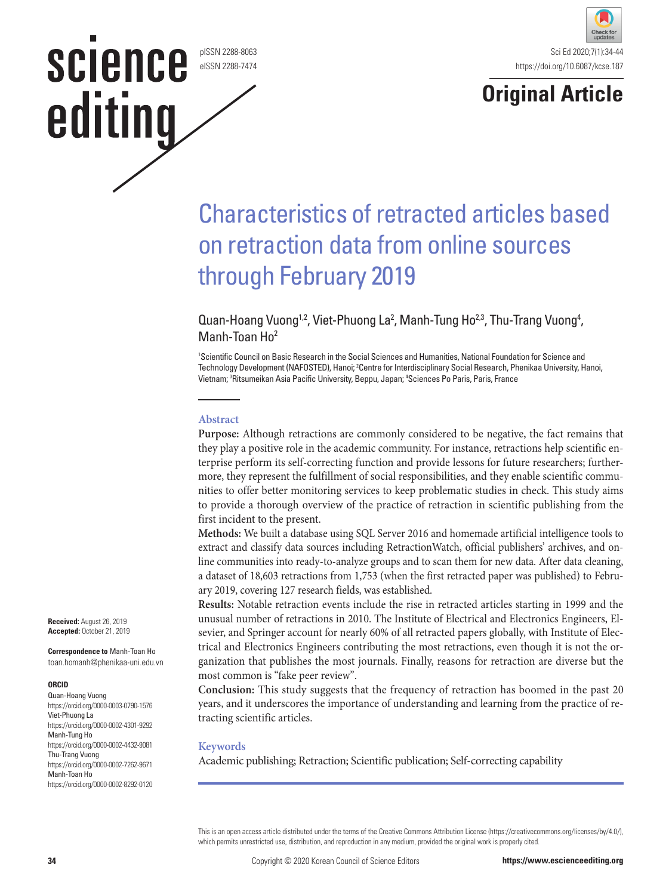# Characteristics of retracted articles based on retraction data from online sources through February 2019

Quan-Hoang Vuong[1,2], Viet-Phuong La[2], Manh-Tung Ho[2,3], Thu-Trang Vuong[4], Manh-Toan Ho[2]

[1]Scientific Council on Basic Research in the Social Sciences and Humanities, National Foundation for Science and Technology Development (NAFOSTED), Hanoi; [2]Centre for Interdisciplinary Social Research, Phenikaa University, Hanoi, Vietnam; [3]Ritsumeikan Asia Pacific University, Beppu, Japan; [4]Sciences Po Paris, Paris, France

## Abstract

**Purpose:** Although retractions are commonly considered to be negative, the fact remains that they play a positive role in the academic community. For instance, retractions help scientific enterprise perform its self-correcting function and provide lessons for future researchers; furthermore, they represent the fulfillment of social responsibilities, and they enable scientific communities to offer better monitoring services to keep problematic studies in check. This study aims to provide a thorough overview of the practice of retraction in scientific publishing from the first incident to the present.

**Methods:** We built a database using SQL Server 2016 and homemade artificial intelligence tools to extract and classify data sources including RetractionWatch, official publishers' archives, and online communities into ready-to-analyze groups and to scan them for new data. After data cleaning, a dataset of 18,603 retractions from 1,753 (when the first retracted paper was published) to February 2019, covering 127 research fields, was established.

**Results:** Notable retraction events include the rise in retracted articles starting in 1999 and the unusual number of retractions in 2010. The Institute of Electrical and Electronics Engineers, Elsevier, and Springer account for nearly 60% of all retracted papers globally, with Institute of Electrical and Electronics Engineers contributing the most retractions, even though it is not the organization that publishes the most journals. Finally, reasons for retraction are diverse but the most common is "fake peer review".

**Conclusion:** This study suggests that the frequency of retraction has boomed in the past 20 years, and it underscores the importance of understanding and learning from the practice of retracting scientific articles.

## Keywords

Academic publishing; Retraction; Scientific publication; Self-correcting capability

**Received:** August 26, 2019
**Accepted:** October 21, 2019

**Correspondence to** Manh-Toan Ho
toan.homanh@phenikaa-uni.edu.vn

**ORCID**
Quan-Hoang Vuong
https://orcid.org/0000-0003-0790-1576
Viet-Phuong La
https://orcid.org/0000-0002-4301-9292
Manh-Tung Ho
https://orcid.org/0000-0002-4432-9081
Thu-Trang Vuong
https://orcid.org/0000-0002-7262-9671
Manh-Toan Ho
https://orcid.org/0000-0002-8292-0120

This is an open access article distributed under the terms of the Creative Commons Attribution License (https://creativecommons.org/licenses/by/4.0/), which permits unrestricted use, distribution, and reproduction in any medium, provided the original work is properly cited.

Copyright © 2020 Korean Council of Science Editors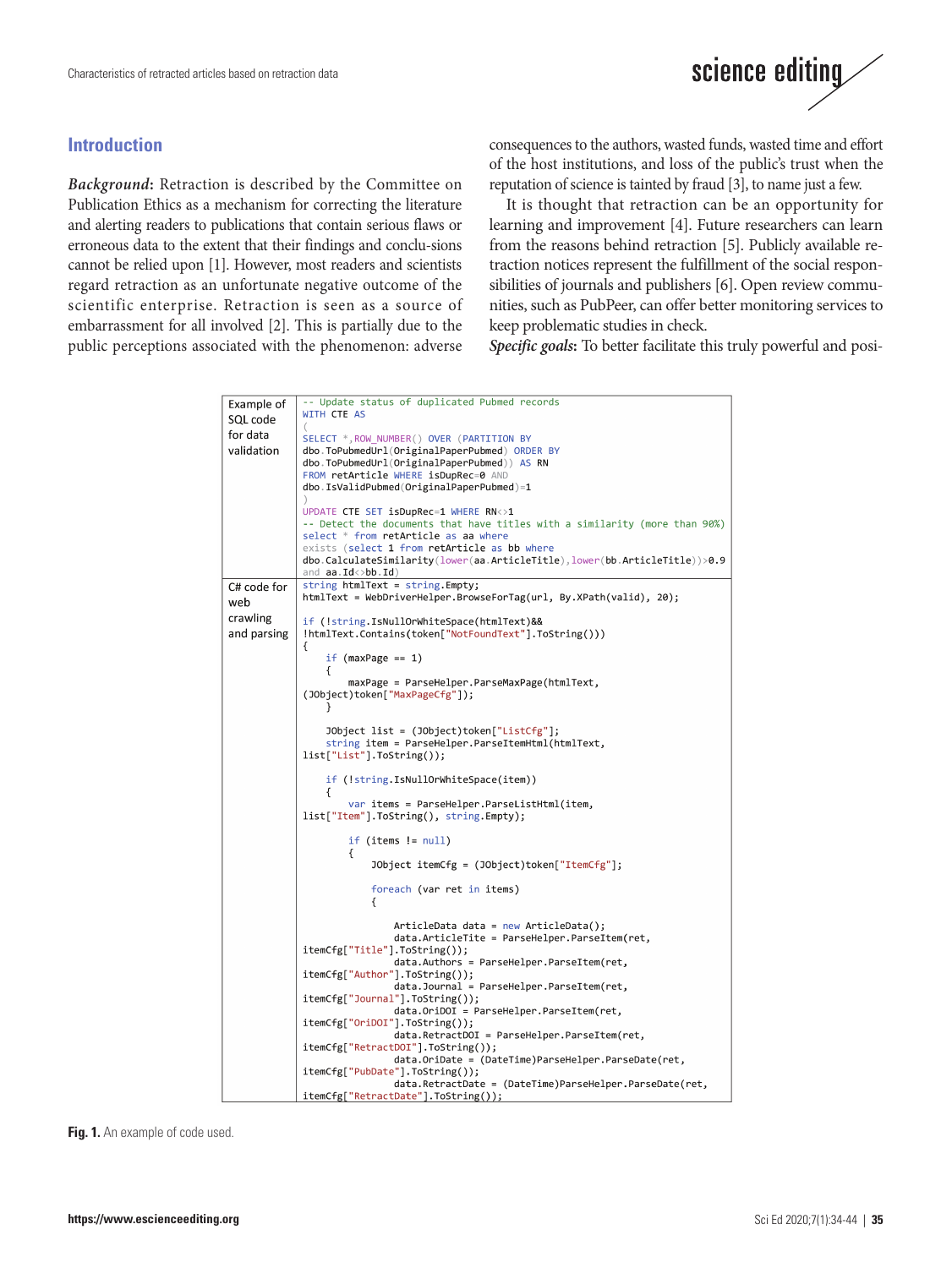## Introduction

***Background*:** Retraction is described by the Committee on Publication Ethics as a mechanism for correcting the literature and alerting readers to publications that contain serious flaws or erroneous data to the extent that their findings and conclu-sions cannot be relied upon [1]. However, most readers and scientists regard retraction as an unfortunate negative outcome of the scientific enterprise. Retraction is seen as a source of embarrassment for all involved [2]. This is partially due to the public perceptions associated with the phenomenon: adverse consequences to the authors, wasted funds, wasted time and effort of the host institutions, and loss of the public's trust when the reputation of science is tainted by fraud [3], to name just a few.

It is thought that retraction can be an opportunity for learning and improvement [4]. Future researchers can learn from the reasons behind retraction [5]. Publicly available retraction notices represent the fulfillment of the social responsibilities of journals and publishers [6]. Open review communities, such as PubPeer, can offer better monitoring services to keep problematic studies in check.

***Specific goals*:** To better facilitate this truly powerful and posi-

Example of SQL code for data validation

```sql
-- Update status of duplicated Pubmed records
WITH CTE AS
(
SELECT *,ROW_NUMBER() OVER (PARTITION BY
dbo.ToPubmedUrl(OriginalPaperPubmed) ORDER BY
dbo.ToPubmedUrl(OriginalPaperPubmed)) AS RN
FROM retArticle WHERE isDupRec=0 AND
dbo.IsValidPubmed(OriginalPaperPubmed)=1
)
UPDATE CTE SET isDupRec=1 WHERE RN<>1
-- Detect the documents that have titles with a similarity (more than 90%)
select * from retArticle as aa where
exists (select 1 from retArticle as bb where
dbo.CalculateSimilarity(lower(aa.ArticleTitle),lower(bb.ArticleTitle))>0.9
and aa.Id<>bb.Id)
```

C# code for web crawling and parsing

```csharp
string htmlText = string.Empty;
htmlText = WebDriverHelper.BrowseForTag(url, By.XPath(valid), 20);

if (!string.IsNullOrWhiteSpace(htmlText)&&
!htmlText.Contains(token["NotFoundText"].ToString()))
{
    if (maxPage == 1)
    {
        maxPage = ParseHelper.ParseMaxPage(htmlText,
(JObject)token["MaxPageCfg"]);
    }

    JObject list = (JObject)token["ListCfg"];
    string item = ParseHelper.ParseItemHtml(htmlText,
list["List"].ToString());

    if (!string.IsNullOrWhiteSpace(item))
    {
        var items = ParseHelper.ParseListHtml(item,
list["Item"].ToString(), string.Empty);

        if (items != null)
        {
            JObject itemCfg = (JObject)token["ItemCfg"];

            foreach (var ret in items)
            {

                ArticleData data = new ArticleData();
                data.ArticleTite = ParseHelper.ParseItem(ret,
itemCfg["Title"].ToString());
                data.Authors = ParseHelper.ParseItem(ret,
itemCfg["Author"].ToString());
                data.Journal = ParseHelper.ParseItem(ret,
itemCfg["Journal"].ToString());
                data.OriDOI = ParseHelper.ParseItem(ret,
itemCfg["OriDOI"].ToString());
                data.RetractDOI = ParseHelper.ParseItem(ret,
itemCfg["RetractDOI"].ToString());
                data.OriDate = (DateTime)ParseHelper.ParseDate(ret,
itemCfg["PubDate"].ToString());
                data.RetractDate = (DateTime)ParseHelper.ParseDate(ret,
itemCfg["RetractDate"].ToString());
```

**Fig. 1.** An example of code used.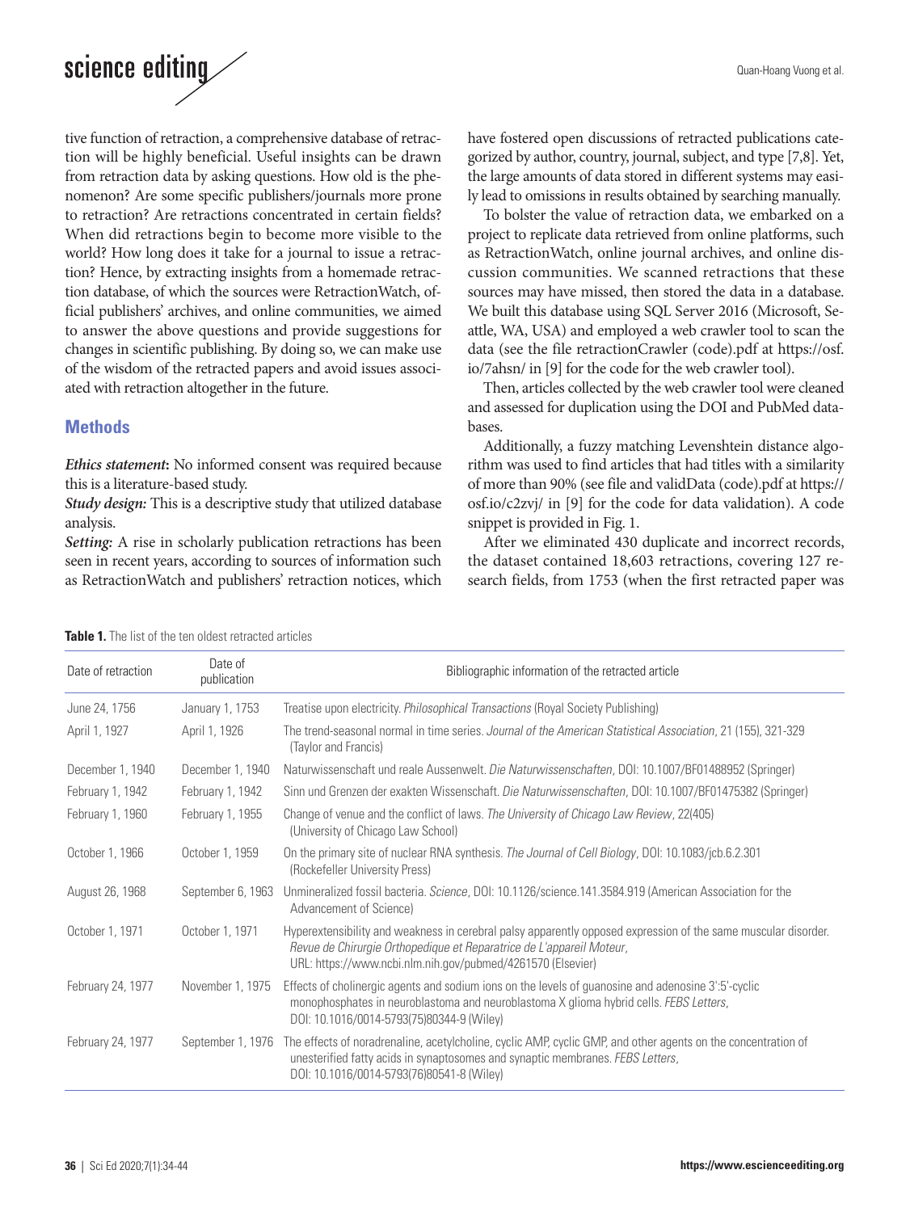tive function of retraction, a comprehensive database of retraction will be highly beneficial. Useful insights can be drawn from retraction data by asking questions. How old is the phenomenon? Are some specific publishers/journals more prone to retraction? Are retractions concentrated in certain fields? When did retractions begin to become more visible to the world? How long does it take for a journal to issue a retraction? Hence, by extracting insights from a homemade retraction database, of which the sources were RetractionWatch, official publishers' archives, and online communities, we aimed to answer the above questions and provide suggestions for changes in scientific publishing. By doing so, we can make use of the wisdom of the retracted papers and avoid issues associated with retraction altogether in the future.

## Methods

***Ethics statement*:** No informed consent was required because this is a literature-based study.

***Study design:*** This is a descriptive study that utilized database analysis.

***Setting:*** A rise in scholarly publication retractions has been seen in recent years, according to sources of information such as RetractionWatch and publishers' retraction notices, which have fostered open discussions of retracted publications categorized by author, country, journal, subject, and type [7,8]. Yet, the large amounts of data stored in different systems may easily lead to omissions in results obtained by searching manually.

To bolster the value of retraction data, we embarked on a project to replicate data retrieved from online platforms, such as RetractionWatch, online journal archives, and online discussion communities. We scanned retractions that these sources may have missed, then stored the data in a database. We built this database using SQL Server 2016 (Microsoft, Seattle, WA, USA) and employed a web crawler tool to scan the data (see the file retractionCrawler (code).pdf at https://osf.io/7ahsn/ in [9] for the code for the web crawler tool).

Then, articles collected by the web crawler tool were cleaned and assessed for duplication using the DOI and PubMed databases.

Additionally, a fuzzy matching Levenshtein distance algorithm was used to find articles that had titles with a similarity of more than 90% (see file and validData (code).pdf at https://osf.io/c2zvj/ in [9] for the code for data validation). A code snippet is provided in Fig. 1.

After we eliminated 430 duplicate and incorrect records, the dataset contained 18,603 retractions, covering 127 research fields, from 1753 (when the first retracted paper was

**Table 1.** The list of the ten oldest retracted articles

| Date of retraction | Date of publication | Bibliographic information of the retracted article |
|---|---|---|
| June 24, 1756 | January 1, 1753 | Treatise upon electricity. *Philosophical Transactions* (Royal Society Publishing) |
| April 1, 1927 | April 1, 1926 | The trend-seasonal normal in time series. *Journal of the American Statistical Association*, 21 (155), 321-329 (Taylor and Francis) |
| December 1, 1940 | December 1, 1940 | Naturwissenschaft und reale Aussenwelt. *Die Naturwissenschaften*, DOI: 10.1007/BF01488952 (Springer) |
| February 1, 1942 | February 1, 1942 | Sinn und Grenzen der exakten Wissenschaft. *Die Naturwissenschaften*, DOI: 10.1007/BF01475382 (Springer) |
| February 1, 1960 | February 1, 1955 | Change of venue and the conflict of laws. *The University of Chicago Law Review*, 22(405) (University of Chicago Law School) |
| October 1, 1966 | October 1, 1959 | On the primary site of nuclear RNA synthesis. *The Journal of Cell Biology*, DOI: 10.1083/jcb.6.2.301 (Rockefeller University Press) |
| August 26, 1968 | September 6, 1963 | Unmineralized fossil bacteria. *Science*, DOI: 10.1126/science.141.3584.919 (American Association for the Advancement of Science) |
| October 1, 1971 | October 1, 1971 | Hyperextensibility and weakness in cerebral palsy apparently opposed expression of the same muscular disorder. *Revue de Chirurgie Orthopedique et Reparatrice de L'appareil Moteur*, URL: https://www.ncbi.nlm.nih.gov/pubmed/4261570 (Elsevier) |
| February 24, 1977 | November 1, 1975 | Effects of cholinergic agents and sodium ions on the levels of guanosine and adenosine 3':5'-cyclic monophosphates in neuroblastoma and neuroblastoma X glioma hybrid cells. *FEBS Letters*, DOI: 10.1016/0014-5793(75)80344-9 (Wiley) |
| February 24, 1977 | September 1, 1976 | The effects of noradrenaline, acetylcholine, cyclic AMP, cyclic GMP, and other agents on the concentration of unesterified fatty acids in synaptosomes and synaptic membranes. *FEBS Letters*, DOI: 10.1016/0014-5793(76)80541-8 (Wiley) |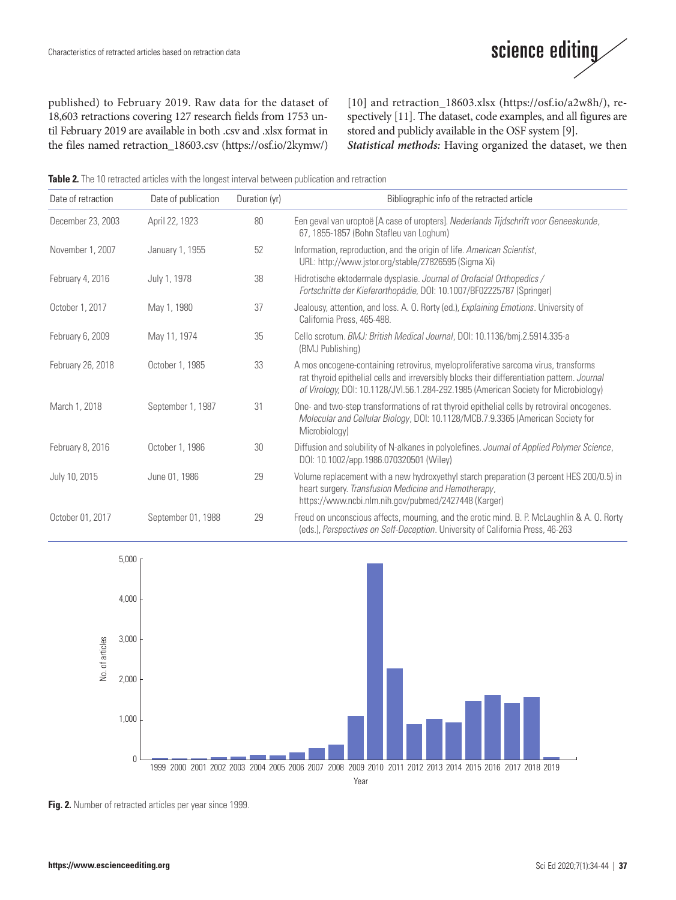published) to February 2019. Raw data for the dataset of 18,603 retractions covering 127 research fields from 1753 until February 2019 are available in both .csv and .xlsx format in the files named retraction_18603.csv (https://osf.io/2kymw/) [10] and retraction_18603.xlsx (https://osf.io/a2w8h/), respectively [11]. The dataset, code examples, and all figures are stored and publicly available in the OSF system [9].

***Statistical methods:*** Having organized the dataset, we then

**Table 2.** The 10 retracted articles with the longest interval between publication and retraction

| Date of retraction | Date of publication | Duration (yr) | Bibliographic info of the retracted article |
|---|---|---|---|
| December 23, 2003 | April 22, 1923 | 80 | Een geval van uroptoë [A case of uropters]. *Nederlands Tijdschrift voor Geneeskunde*, 67, 1855-1857 (Bohn Stafleu van Loghum) |
| November 1, 2007 | January 1, 1955 | 52 | Information, reproduction, and the origin of life. *American Scientist*, URL: http://www.jstor.org/stable/27826595 (Sigma Xi) |
| February 4, 2016 | July 1, 1978 | 38 | Hidrotische ektodermale dysplasie. *Journal of Orofacial Orthopedics / Fortschritte der Kieferorthopädie*, DOI: 10.1007/BF02225787 (Springer) |
| October 1, 2017 | May 1, 1980 | 37 | Jealousy, attention, and loss. A. O. Rorty (ed.), *Explaining Emotions*. University of California Press, 465-488. |
| February 6, 2009 | May 11, 1974 | 35 | Cello scrotum. *BMJ: British Medical Journal*, DOI: 10.1136/bmj.2.5914.335-a (BMJ Publishing) |
| February 26, 2018 | October 1, 1985 | 33 | A mos oncogene-containing retrovirus, myeloproliferative sarcoma virus, transforms rat thyroid epithelial cells and irreversibly blocks their differentiation pattern. *Journal of Virology*, DOI: 10.1128/JVI.56.1.284-292.1985 (American Society for Microbiology) |
| March 1, 2018 | September 1, 1987 | 31 | One- and two-step transformations of rat thyroid epithelial cells by retroviral oncogenes. *Molecular and Cellular Biology*, DOI: 10.1128/MCB.7.9.3365 (American Society for Microbiology) |
| February 8, 2016 | October 1, 1986 | 30 | Diffusion and solubility of N-alkanes in polyolefines. *Journal of Applied Polymer Science*, DOI: 10.1002/app.1986.070320501 (Wiley) |
| July 10, 2015 | June 01, 1986 | 29 | Volume replacement with a new hydroxyethyl starch preparation (3 percent HES 200/0.5) in heart surgery. *Transfusion Medicine and Hemotherapy*, https://www.ncbi.nlm.nih.gov/pubmed/2427448 (Karger) |
| October 01, 2017 | September 01, 1988 | 29 | Freud on unconscious affects, mourning, and the erotic mind. B. P. McLaughlin & A. O. Rorty (eds.), *Perspectives on Self-Deception*. University of California Press, 46-263 |

**Fig. 2.** Number of retracted articles per year since 1999.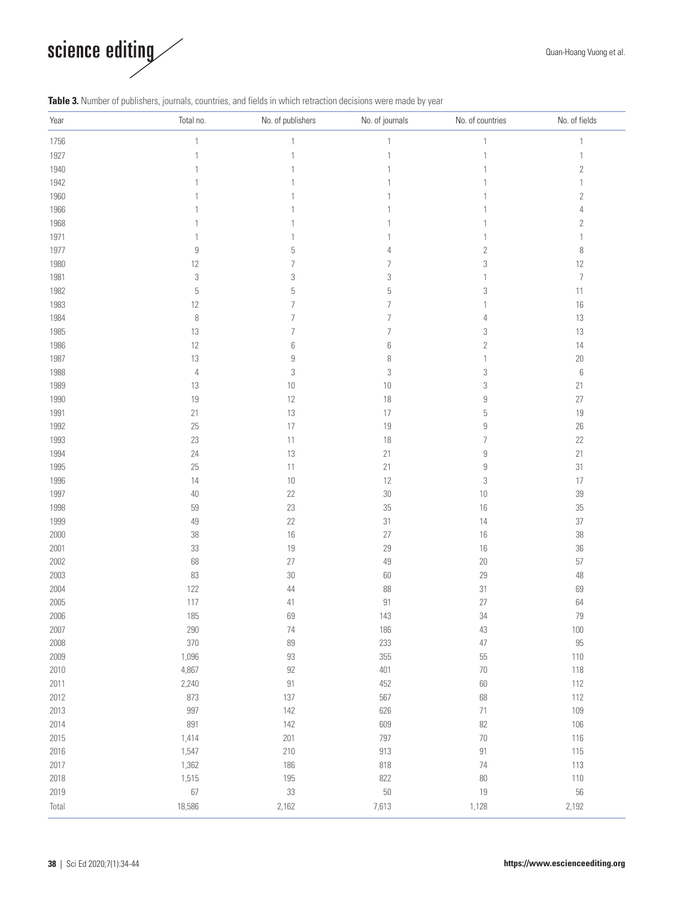**Table 3.** Number of publishers, journals, countries, and fields in which retraction decisions were made by year

| Year | Total no. | No. of publishers | No. of journals | No. of countries | No. of fields |
|---|---|---|---|---|---|
| 1756 | 1 | 1 | 1 | 1 | 1 |
| 1927 | 1 | 1 | 1 | 1 | 1 |
| 1940 | 1 | 1 | 1 | 1 | 2 |
| 1942 | 1 | 1 | 1 | 1 | 1 |
| 1960 | 1 | 1 | 1 | 1 | 2 |
| 1966 | 1 | 1 | 1 | 1 | 4 |
| 1968 | 1 | 1 | 1 | 1 | 2 |
| 1971 | 1 | 1 | 1 | 1 | 1 |
| 1977 | 9 | 5 | 4 | 2 | 8 |
| 1980 | 12 | 7 | 7 | 3 | 12 |
| 1981 | 3 | 3 | 3 | 1 | 7 |
| 1982 | 5 | 5 | 5 | 3 | 11 |
| 1983 | 12 | 7 | 7 | 1 | 16 |
| 1984 | 8 | 7 | 7 | 4 | 13 |
| 1985 | 13 | 7 | 7 | 3 | 13 |
| 1986 | 12 | 6 | 6 | 2 | 14 |
| 1987 | 13 | 9 | 8 | 1 | 20 |
| 1988 | 4 | 3 | 3 | 3 | 6 |
| 1989 | 13 | 10 | 10 | 3 | 21 |
| 1990 | 19 | 12 | 18 | 9 | 27 |
| 1991 | 21 | 13 | 17 | 5 | 19 |
| 1992 | 25 | 17 | 19 | 9 | 26 |
| 1993 | 23 | 11 | 18 | 7 | 22 |
| 1994 | 24 | 13 | 21 | 9 | 21 |
| 1995 | 25 | 11 | 21 | 9 | 31 |
| 1996 | 14 | 10 | 12 | 3 | 17 |
| 1997 | 40 | 22 | 30 | 10 | 39 |
| 1998 | 59 | 23 | 35 | 16 | 35 |
| 1999 | 49 | 22 | 31 | 14 | 37 |
| 2000 | 38 | 16 | 27 | 16 | 38 |
| 2001 | 33 | 19 | 29 | 16 | 36 |
| 2002 | 68 | 27 | 49 | 20 | 57 |
| 2003 | 83 | 30 | 60 | 29 | 48 |
| 2004 | 122 | 44 | 88 | 31 | 69 |
| 2005 | 117 | 41 | 91 | 27 | 64 |
| 2006 | 185 | 69 | 143 | 34 | 79 |
| 2007 | 290 | 74 | 186 | 43 | 100 |
| 2008 | 370 | 89 | 233 | 47 | 95 |
| 2009 | 1,096 | 93 | 355 | 55 | 110 |
| 2010 | 4,867 | 92 | 401 | 70 | 118 |
| 2011 | 2,240 | 91 | 452 | 60 | 112 |
| 2012 | 873 | 137 | 567 | 68 | 112 |
| 2013 | 997 | 142 | 626 | 71 | 109 |
| 2014 | 891 | 142 | 609 | 82 | 106 |
| 2015 | 1,414 | 201 | 797 | 70 | 116 |
| 2016 | 1,547 | 210 | 913 | 91 | 115 |
| 2017 | 1,362 | 186 | 818 | 74 | 113 |
| 2018 | 1,515 | 195 | 822 | 80 | 110 |
| 2019 | 67 | 33 | 50 | 19 | 56 |
| Total | 18,586 | 2,162 | 7,613 | 1,128 | 2,192 |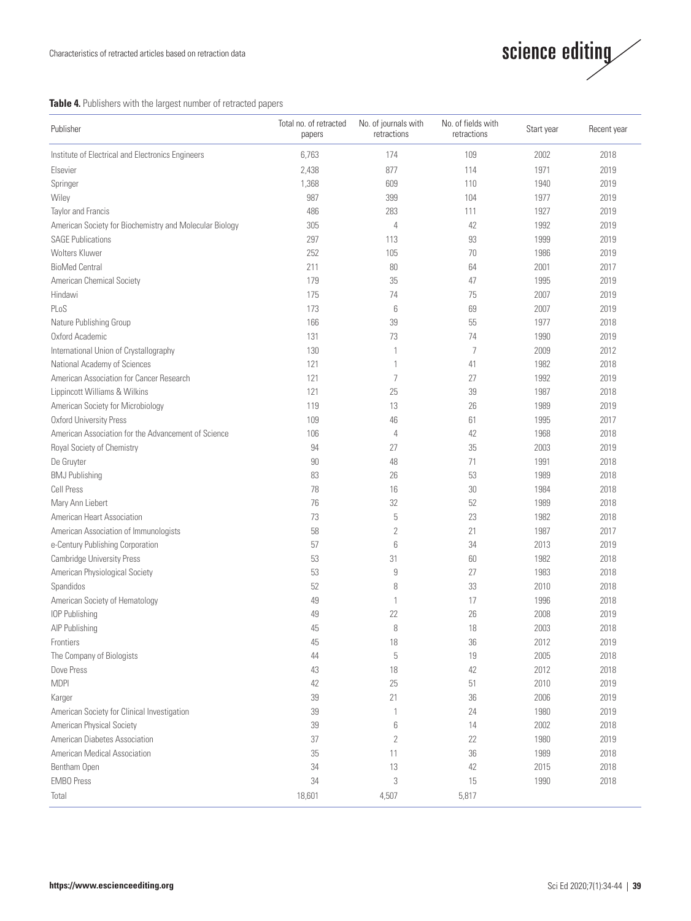**Table 4.** Publishers with the largest number of retracted papers

| Publisher | Total no. of retracted papers | No. of journals with retractions | No. of fields with retractions | Start year | Recent year |
|---|---|---|---|---|---|
| Institute of Electrical and Electronics Engineers | 6,763 | 174 | 109 | 2002 | 2018 |
| Elsevier | 2,438 | 877 | 114 | 1971 | 2019 |
| Springer | 1,368 | 609 | 110 | 1940 | 2019 |
| Wiley | 987 | 399 | 104 | 1977 | 2019 |
| Taylor and Francis | 486 | 283 | 111 | 1927 | 2019 |
| American Society for Biochemistry and Molecular Biology | 305 | 4 | 42 | 1992 | 2019 |
| SAGE Publications | 297 | 113 | 93 | 1999 | 2019 |
| Wolters Kluwer | 252 | 105 | 70 | 1986 | 2019 |
| BioMed Central | 211 | 80 | 64 | 2001 | 2017 |
| American Chemical Society | 179 | 35 | 47 | 1995 | 2019 |
| Hindawi | 175 | 74 | 75 | 2007 | 2019 |
| PLoS | 173 | 6 | 69 | 2007 | 2019 |
| Nature Publishing Group | 166 | 39 | 55 | 1977 | 2018 |
| Oxford Academic | 131 | 73 | 74 | 1990 | 2019 |
| International Union of Crystallography | 130 | 1 | 7 | 2009 | 2012 |
| National Academy of Sciences | 121 | 1 | 41 | 1982 | 2018 |
| American Association for Cancer Research | 121 | 7 | 27 | 1992 | 2019 |
| Lippincott Williams & Wilkins | 121 | 25 | 39 | 1987 | 2018 |
| American Society for Microbiology | 119 | 13 | 26 | 1989 | 2019 |
| Oxford University Press | 109 | 46 | 61 | 1995 | 2017 |
| American Association for the Advancement of Science | 106 | 4 | 42 | 1968 | 2018 |
| Royal Society of Chemistry | 94 | 27 | 35 | 2003 | 2019 |
| De Gruyter | 90 | 48 | 71 | 1991 | 2018 |
| BMJ Publishing | 83 | 26 | 53 | 1989 | 2018 |
| Cell Press | 78 | 16 | 30 | 1984 | 2018 |
| Mary Ann Liebert | 76 | 32 | 52 | 1989 | 2018 |
| American Heart Association | 73 | 5 | 23 | 1982 | 2018 |
| American Association of Immunologists | 58 | 2 | 21 | 1987 | 2017 |
| e-Century Publishing Corporation | 57 | 6 | 34 | 2013 | 2019 |
| Cambridge University Press | 53 | 31 | 60 | 1982 | 2018 |
| American Physiological Society | 53 | 9 | 27 | 1983 | 2018 |
| Spandidos | 52 | 8 | 33 | 2010 | 2018 |
| American Society of Hematology | 49 | 1 | 17 | 1996 | 2018 |
| IOP Publishing | 49 | 22 | 26 | 2008 | 2019 |
| AIP Publishing | 45 | 8 | 18 | 2003 | 2018 |
| Frontiers | 45 | 18 | 36 | 2012 | 2019 |
| The Company of Biologists | 44 | 5 | 19 | 2005 | 2018 |
| Dove Press | 43 | 18 | 42 | 2012 | 2018 |
| MDPI | 42 | 25 | 51 | 2010 | 2019 |
| Karger | 39 | 21 | 36 | 2006 | 2019 |
| American Society for Clinical Investigation | 39 | 1 | 24 | 1980 | 2019 |
| American Physical Society | 39 | 6 | 14 | 2002 | 2018 |
| American Diabetes Association | 37 | 2 | 22 | 1980 | 2019 |
| American Medical Association | 35 | 11 | 36 | 1989 | 2018 |
| Bentham Open | 34 | 13 | 42 | 2015 | 2018 |
| EMBO Press | 34 | 3 | 15 | 1990 | 2018 |
| Total | 18,601 | 4,507 | 5,817 | | |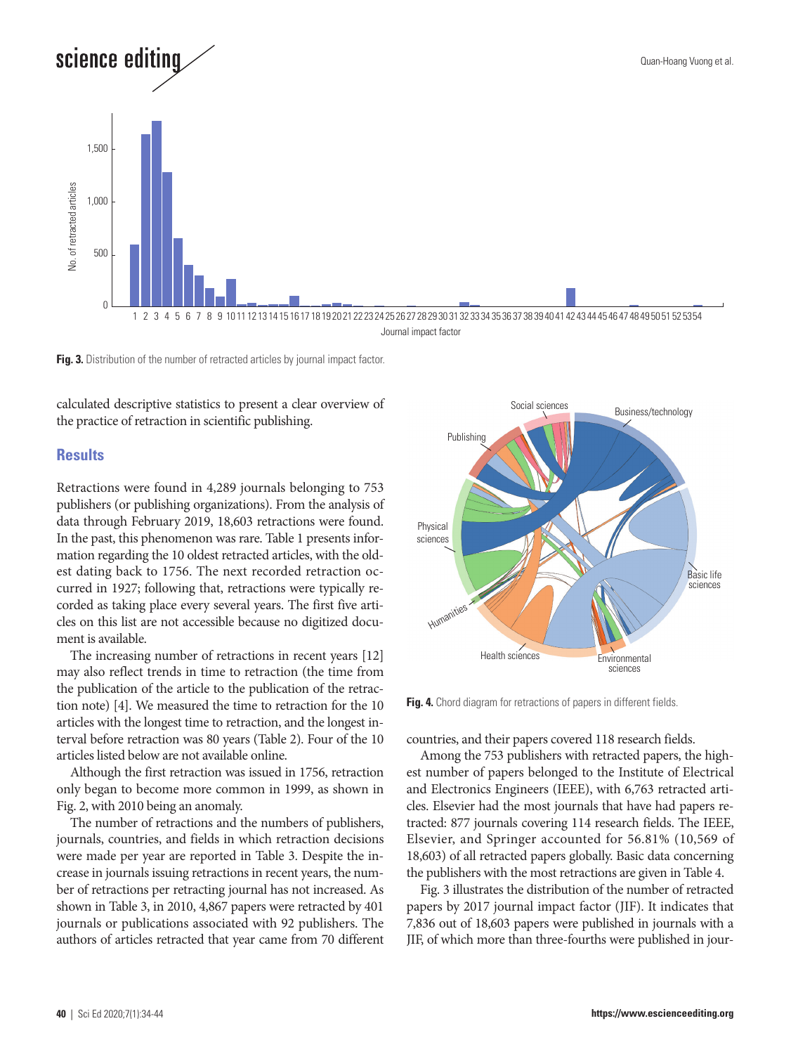Fig. 3. Distribution of the number of retracted articles by journal impact factor.

calculated descriptive statistics to present a clear overview of the practice of retraction in scientific publishing.

## Results

Retractions were found in 4,289 journals belonging to 753 publishers (or publishing organizations). From the analysis of data through February 2019, 18,603 retractions were found. In the past, this phenomenon was rare. Table 1 presents information regarding the 10 oldest retracted articles, with the oldest dating back to 1756. The next recorded retraction occurred in 1927; following that, retractions were typically recorded as taking place every several years. The first five articles on this list are not accessible because no digitized document is available.

The increasing number of retractions in recent years [12] may also reflect trends in time to retraction (the time from the publication of the article to the publication of the retraction note) [4]. We measured the time to retraction for the 10 articles with the longest time to retraction, and the longest interval before retraction was 80 years (Table 2). Four of the 10 articles listed below are not available online.

Although the first retraction was issued in 1756, retraction only began to become more common in 1999, as shown in Fig. 2, with 2010 being an anomaly.

The number of retractions and the numbers of publishers, journals, countries, and fields in which retraction decisions were made per year are reported in Table 3. Despite the increase in journals issuing retractions in recent years, the number of retractions per retracting journal has not increased. As shown in Table 3, in 2010, 4,867 papers were retracted by 401 journals or publications associated with 92 publishers. The authors of articles retracted that year came from 70 different countries, and their papers covered 118 research fields.

Fig. 4. Chord diagram for retractions of papers in different fields.

Among the 753 publishers with retracted papers, the highest number of papers belonged to the Institute of Electrical and Electronics Engineers (IEEE), with 6,763 retracted articles. Elsevier had the most journals that have had papers retracted: 877 journals covering 114 research fields. The IEEE, Elsevier, and Springer accounted for 56.81% (10,569 of 18,603) of all retracted papers globally. Basic data concerning the publishers with the most retractions are given in Table 4.

Fig. 3 illustrates the distribution of the number of retracted papers by 2017 journal impact factor (JIF). It indicates that 7,836 out of 18,603 papers were published in journals with a JIF, of which more than three-fourths were published in jour-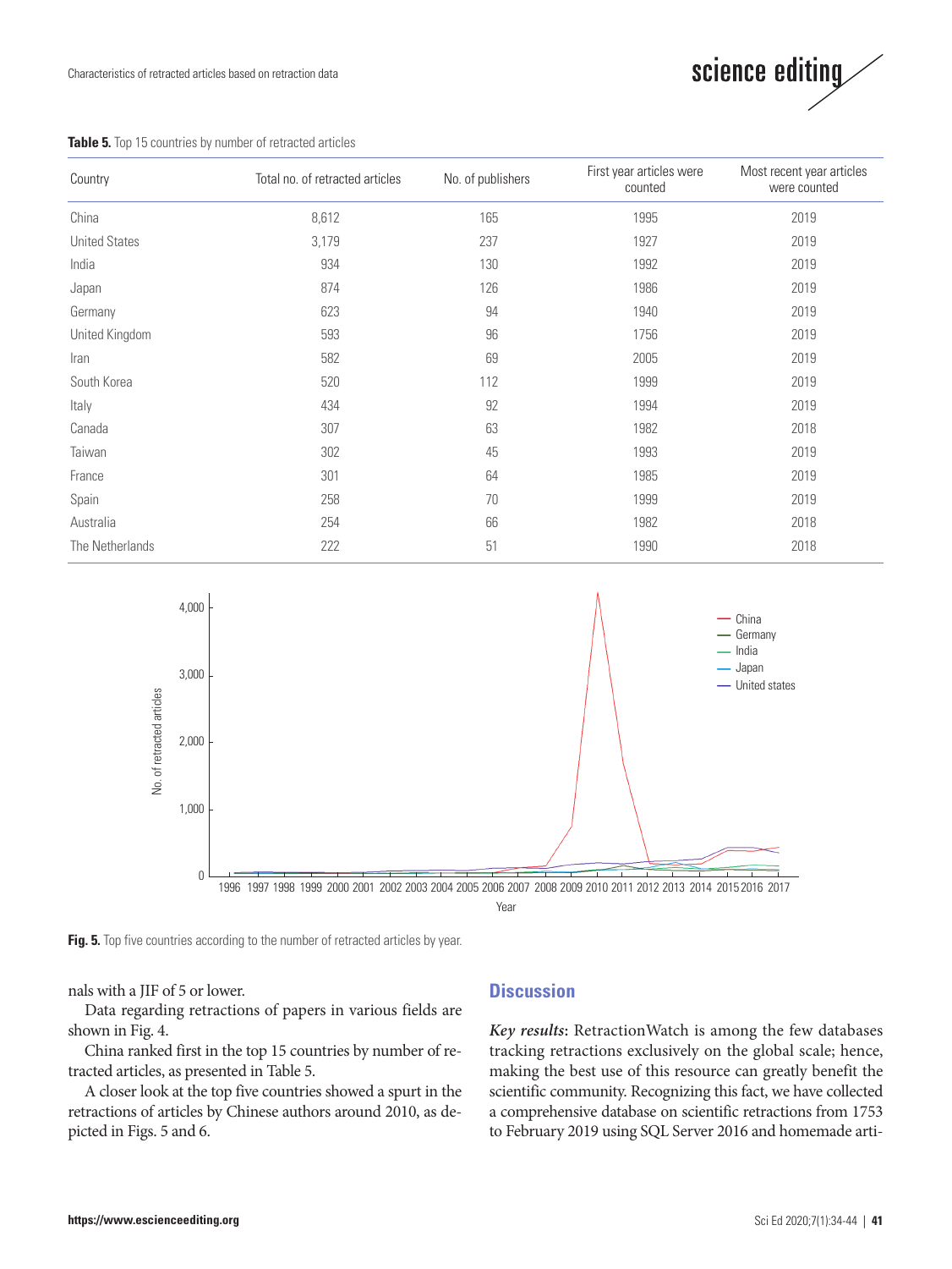**Table 5.** Top 15 countries by number of retracted articles

| Country | Total no. of retracted articles | No. of publishers | First year articles were counted | Most recent year articles were counted |
|---|---|---|---|---|
| China | 8,612 | 165 | 1995 | 2019 |
| United States | 3,179 | 237 | 1927 | 2019 |
| India | 934 | 130 | 1992 | 2019 |
| Japan | 874 | 126 | 1986 | 2019 |
| Germany | 623 | 94 | 1940 | 2019 |
| United Kingdom | 593 | 96 | 1756 | 2019 |
| Iran | 582 | 69 | 2005 | 2019 |
| South Korea | 520 | 112 | 1999 | 2019 |
| Italy | 434 | 92 | 1994 | 2019 |
| Canada | 307 | 63 | 1982 | 2018 |
| Taiwan | 302 | 45 | 1993 | 2019 |
| France | 301 | 64 | 1985 | 2019 |
| Spain | 258 | 70 | 1999 | 2019 |
| Australia | 254 | 66 | 1982 | 2018 |
| The Netherlands | 222 | 51 | 1990 | 2018 |

**Fig. 5.** Top five countries according to the number of retracted articles by year.

nals with a JIF of 5 or lower.

Data regarding retractions of papers in various fields are shown in Fig. 4.

China ranked first in the top 15 countries by number of retracted articles, as presented in Table 5.

A closer look at the top five countries showed a spurt in the retractions of articles by Chinese authors around 2010, as depicted in Figs. 5 and 6.

## Discussion

***Key results*****:** RetractionWatch is among the few databases tracking retractions exclusively on the global scale; hence, making the best use of this resource can greatly benefit the scientific community. Recognizing this fact, we have collected a comprehensive database on scientific retractions from 1753 to February 2019 using SQL Server 2016 and homemade arti-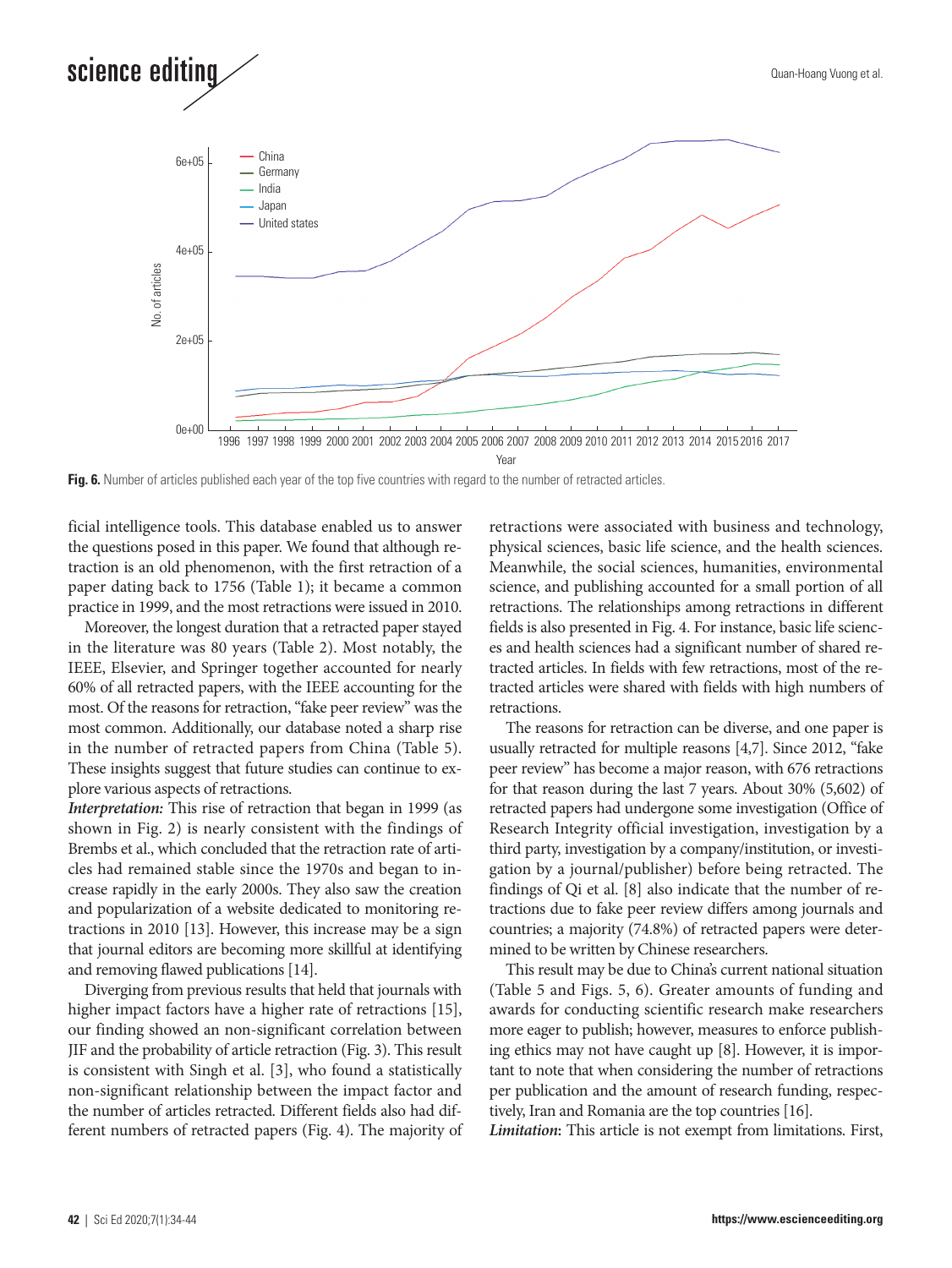Fig. 6. Number of articles published each year of the top five countries with regard to the number of retracted articles.

ficial intelligence tools. This database enabled us to answer the questions posed in this paper. We found that although retraction is an old phenomenon, with the first retraction of a paper dating back to 1756 (Table 1); it became a common practice in 1999, and the most retractions were issued in 2010.

Moreover, the longest duration that a retracted paper stayed in the literature was 80 years (Table 2). Most notably, the IEEE, Elsevier, and Springer together accounted for nearly 60% of all retracted papers, with the IEEE accounting for the most. Of the reasons for retraction, "fake peer review" was the most common. Additionally, our database noted a sharp rise in the number of retracted papers from China (Table 5). These insights suggest that future studies can continue to explore various aspects of retractions.

***Interpretation:*** This rise of retraction that began in 1999 (as shown in Fig. 2) is nearly consistent with the findings of Brembs et al., which concluded that the retraction rate of articles had remained stable since the 1970s and began to increase rapidly in the early 2000s. They also saw the creation and popularization of a website dedicated to monitoring retractions in 2010 [13]. However, this increase may be a sign that journal editors are becoming more skillful at identifying and removing flawed publications [14].

Diverging from previous results that held that journals with higher impact factors have a higher rate of retractions [15], our finding showed an non-significant correlation between JIF and the probability of article retraction (Fig. 3). This result is consistent with Singh et al. [3], who found a statistically non-significant relationship between the impact factor and the number of articles retracted. Different fields also had different numbers of retracted papers (Fig. 4). The majority of retractions were associated with business and technology, physical sciences, basic life science, and the health sciences. Meanwhile, the social sciences, humanities, environmental science, and publishing accounted for a small portion of all retractions. The relationships among retractions in different fields is also presented in Fig. 4. For instance, basic life sciences and health sciences had a significant number of shared retracted articles. In fields with few retractions, most of the retracted articles were shared with fields with high numbers of retractions.

The reasons for retraction can be diverse, and one paper is usually retracted for multiple reasons [4,7]. Since 2012, "fake peer review" has become a major reason, with 676 retractions for that reason during the last 7 years. About 30% (5,602) of retracted papers had undergone some investigation (Office of Research Integrity official investigation, investigation by a third party, investigation by a company/institution, or investigation by a journal/publisher) before being retracted. The findings of Qi et al. [8] also indicate that the number of retractions due to fake peer review differs among journals and countries; a majority (74.8%) of retracted papers were determined to be written by Chinese researchers.

This result may be due to China's current national situation (Table 5 and Figs. 5, 6). Greater amounts of funding and awards for conducting scientific research make researchers more eager to publish; however, measures to enforce publishing ethics may not have caught up [8]. However, it is important to note that when considering the number of retractions per publication and the amount of research funding, respectively, Iran and Romania are the top countries [16].

***Limitation:*** This article is not exempt from limitations. First,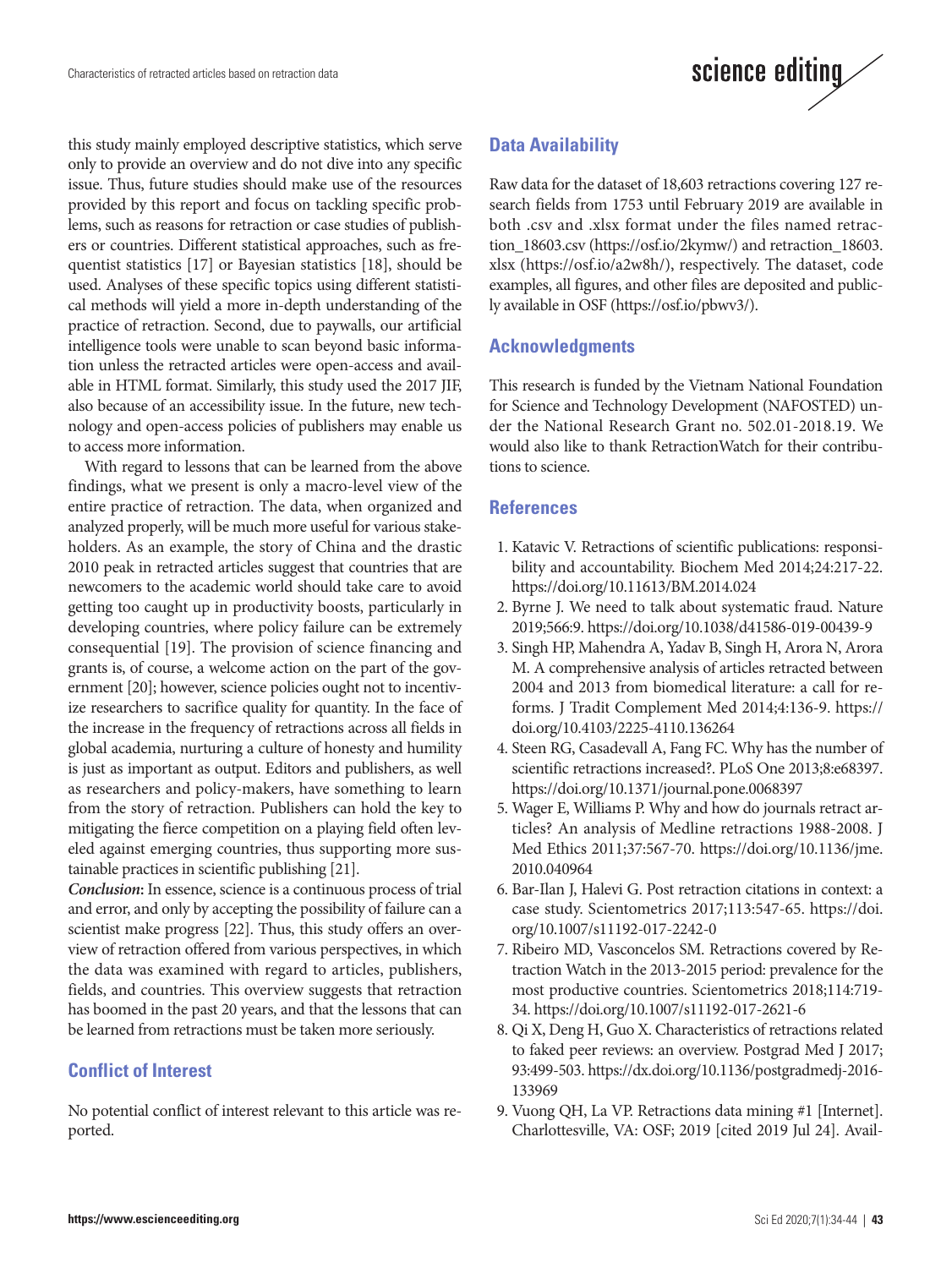this study mainly employed descriptive statistics, which serve only to provide an overview and do not dive into any specific issue. Thus, future studies should make use of the resources provided by this report and focus on tackling specific problems, such as reasons for retraction or case studies of publishers or countries. Different statistical approaches, such as frequentist statistics [17] or Bayesian statistics [18], should be used. Analyses of these specific topics using different statistical methods will yield a more in-depth understanding of the practice of retraction. Second, due to paywalls, our artificial intelligence tools were unable to scan beyond basic information unless the retracted articles were open-access and available in HTML format. Similarly, this study used the 2017 JIF, also because of an accessibility issue. In the future, new technology and open-access policies of publishers may enable us to access more information.

With regard to lessons that can be learned from the above findings, what we present is only a macro-level view of the entire practice of retraction. The data, when organized and analyzed properly, will be much more useful for various stakeholders. As an example, the story of China and the drastic 2010 peak in retracted articles suggest that countries that are newcomers to the academic world should take care to avoid getting too caught up in productivity boosts, particularly in developing countries, where policy failure can be extremely consequential [19]. The provision of science financing and grants is, of course, a welcome action on the part of the government [20]; however, science policies ought not to incentivize researchers to sacrifice quality for quantity. In the face of the increase in the frequency of retractions across all fields in global academia, nurturing a culture of honesty and humility is just as important as output. Editors and publishers, as well as researchers and policy-makers, have something to learn from the story of retraction. Publishers can hold the key to mitigating the fierce competition on a playing field often leveled against emerging countries, thus supporting more sustainable practices in scientific publishing [21].

***Conclusion*:** In essence, science is a continuous process of trial and error, and only by accepting the possibility of failure can a scientist make progress [22]. Thus, this study offers an overview of retraction offered from various perspectives, in which the data was examined with regard to articles, publishers, fields, and countries. This overview suggests that retraction has boomed in the past 20 years, and that the lessons that can be learned from retractions must be taken more seriously.

## Conflict of Interest

No potential conflict of interest relevant to this article was reported.

## Data Availability

Raw data for the dataset of 18,603 retractions covering 127 research fields from 1753 until February 2019 are available in both .csv and .xlsx format under the files named retraction_18603.csv (https://osf.io/2kymw/) and retraction_18603.xlsx (https://osf.io/a2w8h/), respectively. The dataset, code examples, all figures, and other files are deposited and publicly available in OSF (https://osf.io/pbwv3/).

## Acknowledgments

This research is funded by the Vietnam National Foundation for Science and Technology Development (NAFOSTED) under the National Research Grant no. 502.01-2018.19. We would also like to thank RetractionWatch for their contributions to science.

## References

1. Katavic V. Retractions of scientific publications: responsibility and accountability. Biochem Med 2014;24:217-22. https://doi.org/10.11613/BM.2014.024
2. Byrne J. We need to talk about systematic fraud. Nature 2019;566:9. https://doi.org/10.1038/d41586-019-00439-9
3. Singh HP, Mahendra A, Yadav B, Singh H, Arora N, Arora M. A comprehensive analysis of articles retracted between 2004 and 2013 from biomedical literature: a call for reforms. J Tradit Complement Med 2014;4:136-9. https://doi.org/10.4103/2225-4110.136264
4. Steen RG, Casadevall A, Fang FC. Why has the number of scientific retractions increased?. PLoS One 2013;8:e68397. https://doi.org/10.1371/journal.pone.0068397
5. Wager E, Williams P. Why and how do journals retract articles? An analysis of Medline retractions 1988-2008. J Med Ethics 2011;37:567-70. https://doi.org/10.1136/jme.2010.040964
6. Bar-Ilan J, Halevi G. Post retraction citations in context: a case study. Scientometrics 2017;113:547-65. https://doi.org/10.1007/s11192-017-2242-0
7. Ribeiro MD, Vasconcelos SM. Retractions covered by Retraction Watch in the 2013-2015 period: prevalence for the most productive countries. Scientometrics 2018;114:719-34. https://doi.org/10.1007/s11192-017-2621-6
8. Qi X, Deng H, Guo X. Characteristics of retractions related to faked peer reviews: an overview. Postgrad Med J 2017;93:499-503. https://dx.doi.org/10.1136/postgradmedj-2016-133969
9. Vuong QH, La VP. Retractions data mining #1 [Internet]. Charlottesville, VA: OSF; 2019 [cited 2019 Jul 24]. Avail-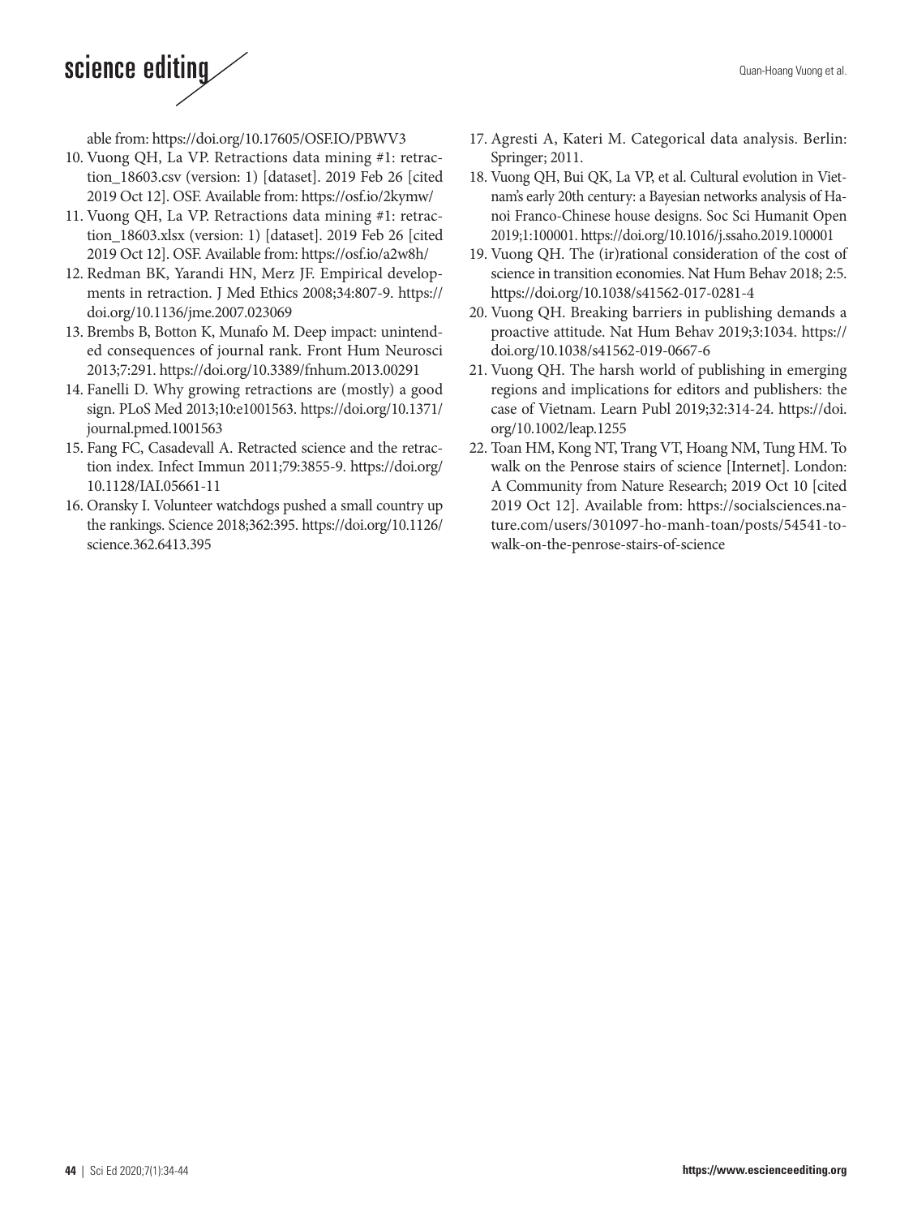able from: https://doi.org/10.17605/OSF.IO/PBWV3

10. Vuong QH, La VP. Retractions data mining #1: retraction_18603.csv (version: 1) [dataset]. 2019 Feb 26 [cited 2019 Oct 12]. OSF. Available from: https://osf.io/2kymw/
11. Vuong QH, La VP. Retractions data mining #1: retraction_18603.xlsx (version: 1) [dataset]. 2019 Feb 26 [cited 2019 Oct 12]. OSF. Available from: https://osf.io/a2w8h/
12. Redman BK, Yarandi HN, Merz JF. Empirical developments in retraction. J Med Ethics 2008;34:807-9. https://doi.org/10.1136/jme.2007.023069
13. Brembs B, Botton K, Munafo M. Deep impact: unintended consequences of journal rank. Front Hum Neurosci 2013;7:291. https://doi.org/10.3389/fnhum.2013.00291
14. Fanelli D. Why growing retractions are (mostly) a good sign. PLoS Med 2013;10:e1001563. https://doi.org/10.1371/journal.pmed.1001563
15. Fang FC, Casadevall A. Retracted science and the retraction index. Infect Immun 2011;79:3855-9. https://doi.org/10.1128/IAI.05661-11
16. Oransky I. Volunteer watchdogs pushed a small country up the rankings. Science 2018;362:395. https://doi.org/10.1126/science.362.6413.395
17. Agresti A, Kateri M. Categorical data analysis. Berlin: Springer; 2011.
18. Vuong QH, Bui QK, La VP, et al. Cultural evolution in Vietnam's early 20th century: a Bayesian networks analysis of Hanoi Franco-Chinese house designs. Soc Sci Humanit Open 2019;1:100001. https://doi.org/10.1016/j.ssaho.2019.100001
19. Vuong QH. The (ir)rational consideration of the cost of science in transition economies. Nat Hum Behav 2018; 2:5. https://doi.org/10.1038/s41562-017-0281-4
20. Vuong QH. Breaking barriers in publishing demands a proactive attitude. Nat Hum Behav 2019;3:1034. https://doi.org/10.1038/s41562-019-0667-6
21. Vuong QH. The harsh world of publishing in emerging regions and implications for editors and publishers: the case of Vietnam. Learn Publ 2019;32:314-24. https://doi.org/10.1002/leap.1255
22. Toan HM, Kong NT, Trang VT, Hoang NM, Tung HM. To walk on the Penrose stairs of science [Internet]. London: A Community from Nature Research; 2019 Oct 10 [cited 2019 Oct 12]. Available from: https://socialsciences.nature.com/users/301097-ho-manh-toan/posts/54541-to-walk-on-the-penrose-stairs-of-science